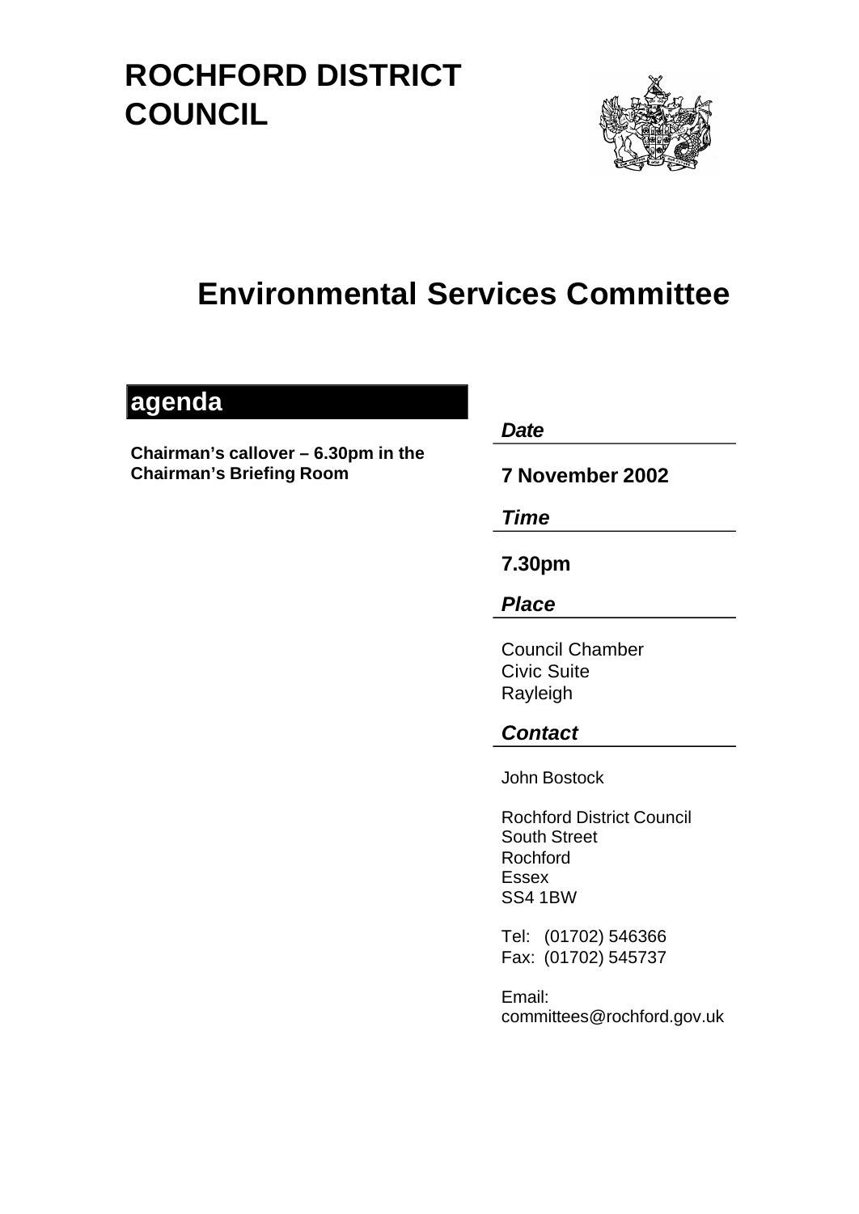# ROCHFORD DISTRICT COUNCIL

# Environmental Services Committee

## agenda

**Chairman's callover – 6.30pm in the Chairman's Briefing Room**

***Date***

**7 November 2002**

***Time***

**7.30pm**

***Place***

Council Chamber
Civic Suite
Rayleigh

***Contact***

John Bostock

Rochford District Council
South Street
Rochford
Essex
SS4 1BW

Tel: (01702) 546366
Fax: (01702) 545737

Email:
committees@rochford.gov.uk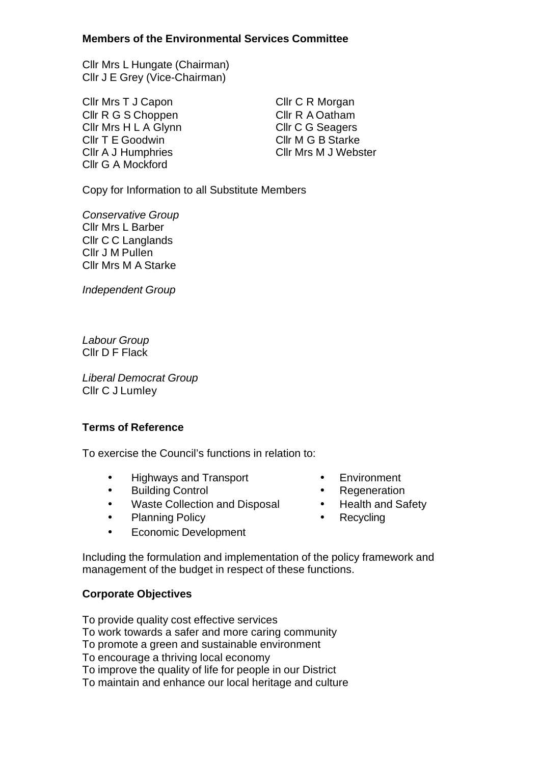**Members of the Environmental Services Committee**

Cllr Mrs L Hungate (Chairman)
Cllr J E Grey (Vice-Chairman)

Cllr Mrs T J Capon
Cllr R G S Choppen
Cllr Mrs H L A Glynn
Cllr T E Goodwin
Cllr A J Humphries
Cllr G A Mockford
Cllr C R Morgan
Cllr R A Oatham
Cllr C G Seagers
Cllr M G B Starke
Cllr Mrs M J Webster

Copy for Information to all Substitute Members

*Conservative Group*
Cllr Mrs L Barber
Cllr C C Langlands
Cllr J M Pullen
Cllr Mrs M A Starke

*Independent Group*

*Labour Group*
Cllr D F Flack

*Liberal Democrat Group*
Cllr C J Lumley

**Terms of Reference**

To exercise the Council's functions in relation to:

- Highways and Transport
- Building Control
- Waste Collection and Disposal
- Planning Policy
- Economic Development
- Environment
- Regeneration
- Health and Safety
- Recycling

Including the formulation and implementation of the policy framework and management of the budget in respect of these functions.

**Corporate Objectives**

To provide quality cost effective services
To work towards a safer and more caring community
To promote a green and sustainable environment
To encourage a thriving local economy
To improve the quality of life for people in our District
To maintain and enhance our local heritage and culture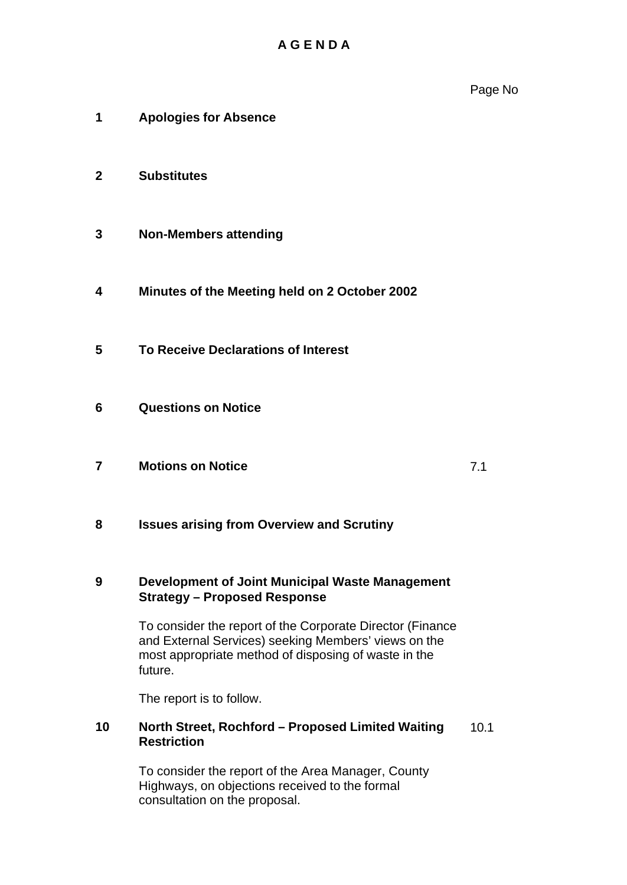# A G E N D A

| | | Page No |
|---|---|---|
| **1** | **Apologies for Absence** | |
| **2** | **Substitutes** | |
| **3** | **Non-Members attending** | |
| **4** | **Minutes of the Meeting held on 2 October 2002** | |
| **5** | **To Receive Declarations of Interest** | |
| **6** | **Questions on Notice** | |
| **7** | **Motions on Notice** | 7.1 |
| **8** | **Issues arising from Overview and Scrutiny** | |
| **9** | **Development of Joint Municipal Waste Management Strategy – Proposed Response**<br><br>To consider the report of the Corporate Director (Finance and External Services) seeking Members' views on the most appropriate method of disposing of waste in the future.<br><br>The report is to follow. | |
| **10** | **North Street, Rochford – Proposed Limited Waiting Restriction**<br><br>To consider the report of the Area Manager, County Highways, on objections received to the formal consultation on the proposal. | 10.1 |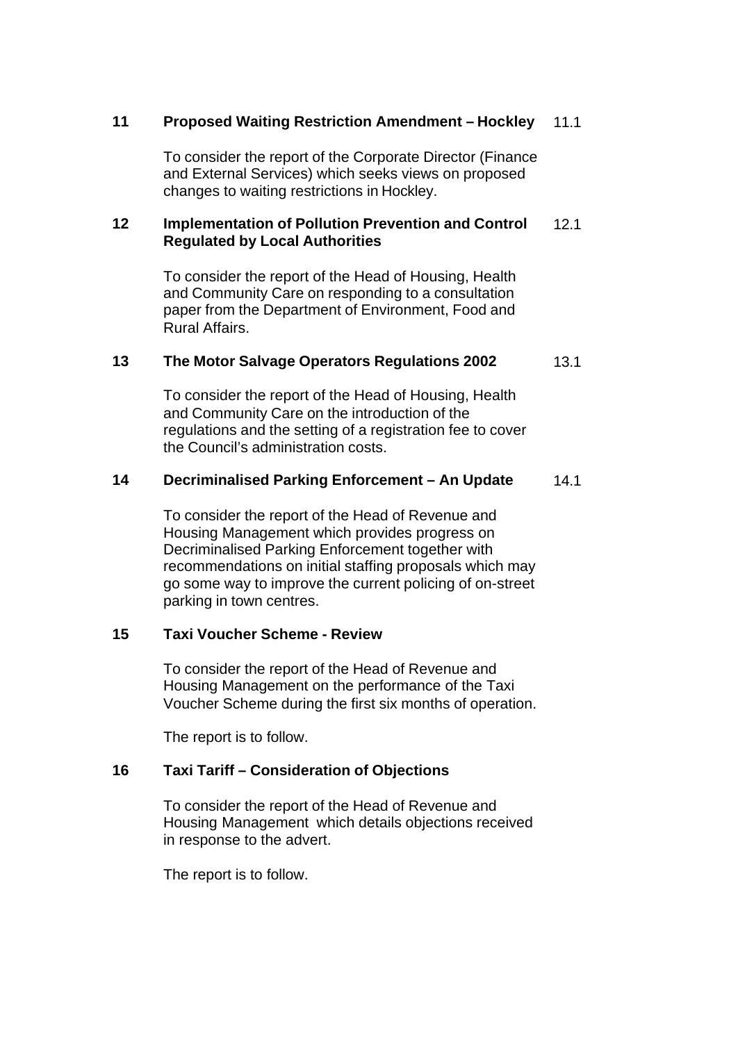**11 Proposed Waiting Restriction Amendment – Hockley** 11.1

To consider the report of the Corporate Director (Finance and External Services) which seeks views on proposed changes to waiting restrictions in Hockley.

**12 Implementation of Pollution Prevention and Control Regulated by Local Authorities** 12.1

To consider the report of the Head of Housing, Health and Community Care on responding to a consultation paper from the Department of Environment, Food and Rural Affairs.

**13 The Motor Salvage Operators Regulations 2002** 13.1

To consider the report of the Head of Housing, Health and Community Care on the introduction of the regulations and the setting of a registration fee to cover the Council's administration costs.

**14 Decriminalised Parking Enforcement – An Update** 14.1

To consider the report of the Head of Revenue and Housing Management which provides progress on Decriminalised Parking Enforcement together with recommendations on initial staffing proposals which may go some way to improve the current policing of on-street parking in town centres.

**15 Taxi Voucher Scheme - Review**

To consider the report of the Head of Revenue and Housing Management on the performance of the Taxi Voucher Scheme during the first six months of operation.

The report is to follow.

**16 Taxi Tariff – Consideration of Objections**

To consider the report of the Head of Revenue and Housing Management which details objections received in response to the advert.

The report is to follow.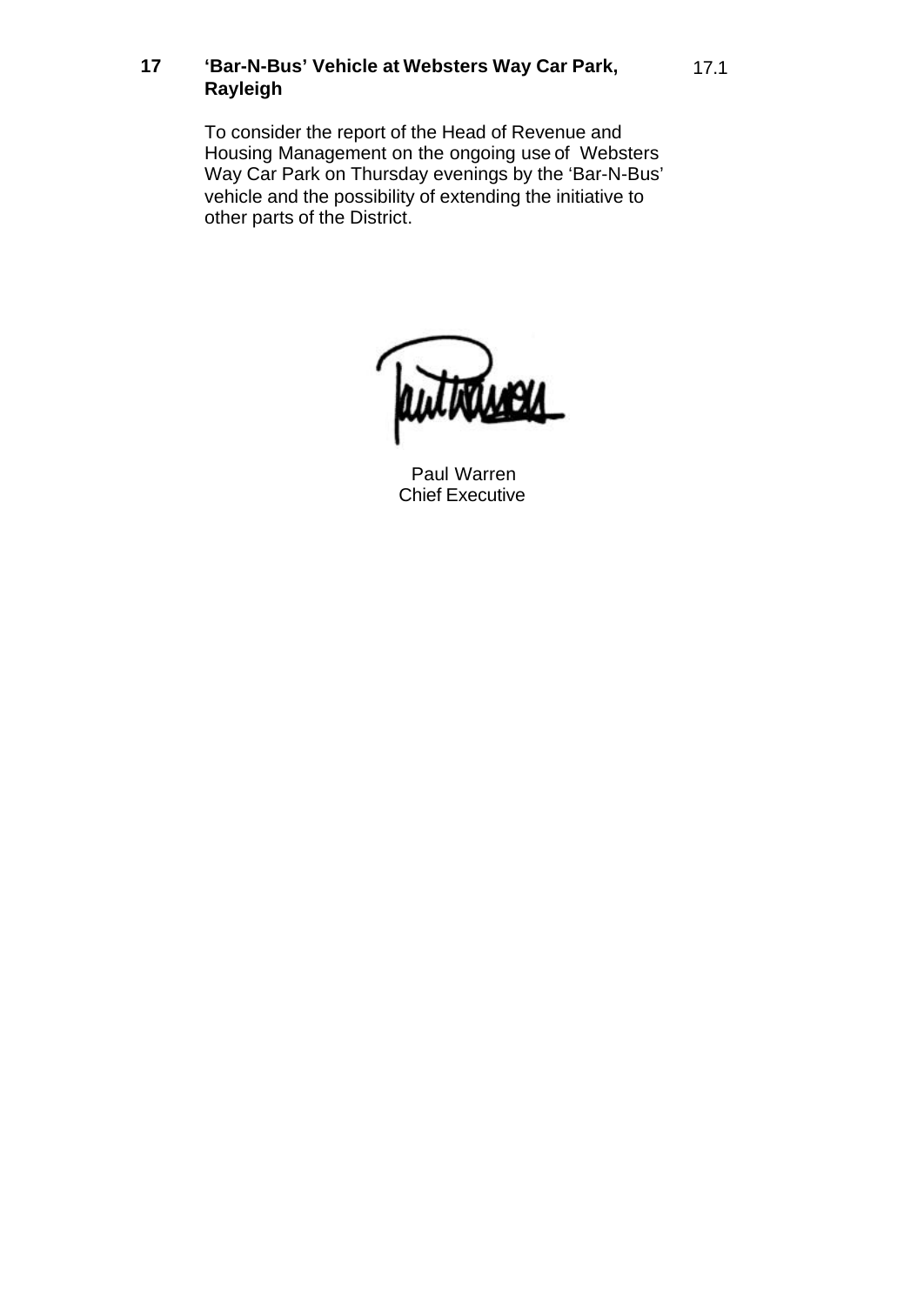## 17 'Bar-N-Bus' Vehicle at Websters Way Car Park, Rayleigh

17.1

To consider the report of the Head of Revenue and Housing Management on the ongoing use of Websters Way Car Park on Thursday evenings by the 'Bar-N-Bus' vehicle and the possibility of extending the initiative to other parts of the District.

Paul Warren
Chief Executive